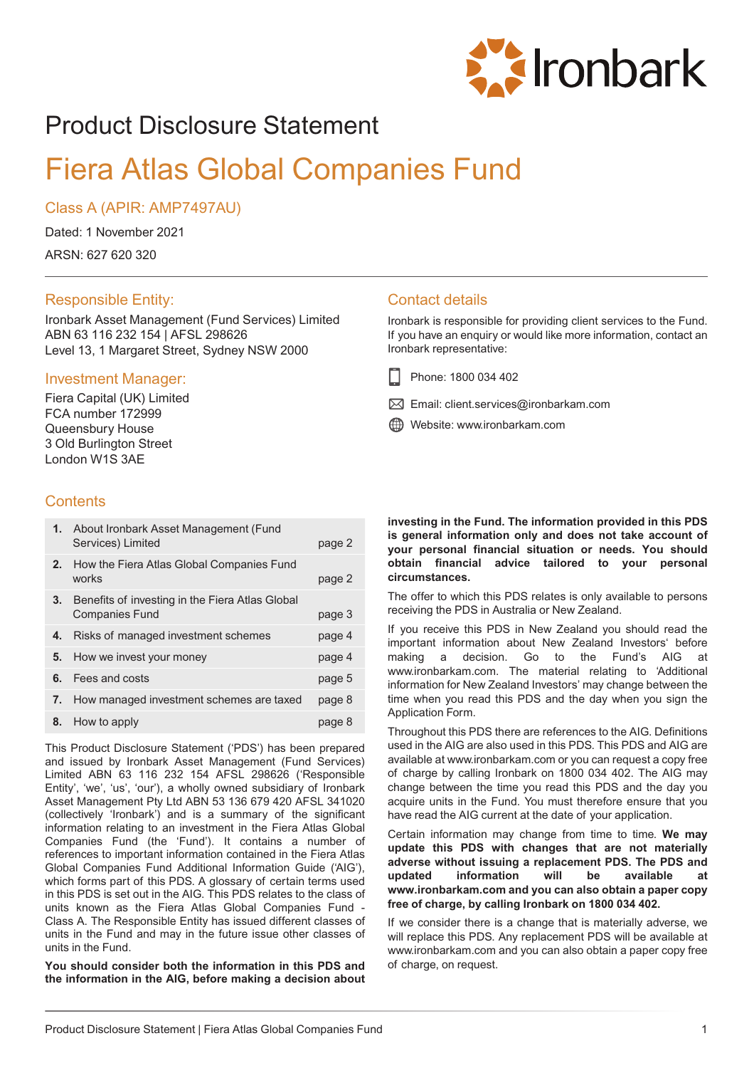# Product Disclosure Statement

# Fiera Atlas Global Companies Fund

## Class A (APIR: AMP7497AU)

Dated: 1 November 2021

ARSN: 627 620 320

### Responsible Entity:

Ironbark Asset Management (Fund Services) Limited
ABN 63 116 232 154 | AFSL 298626
Level 13, 1 Margaret Street, Sydney NSW 2000

### Investment Manager:

Fiera Capital (UK) Limited
FCA number 172999
Queensbury House
3 Old Burlington Street
London W1S 3AE

### Contact details

Ironbark is responsible for providing client services to the Fund. If you have an enquiry or would like more information, contact an Ironbark representative:

Phone: 1800 034 402

Email: client.services@ironbarkam.com

Website: www.ironbarkam.com

### Contents

| | | |
|---|---|---|
| 1. | About Ironbark Asset Management (Fund Services) Limited | page 2 |
| 2. | How the Fiera Atlas Global Companies Fund works | page 2 |
| 3. | Benefits of investing in the Fiera Atlas Global Companies Fund | page 3 |
| 4. | Risks of managed investment schemes | page 4 |
| 5. | How we invest your money | page 4 |
| 6. | Fees and costs | page 5 |
| 7. | How managed investment schemes are taxed | page 8 |
| 8. | How to apply | page 8 |

This Product Disclosure Statement ('PDS') has been prepared and issued by Ironbark Asset Management (Fund Services) Limited ABN 63 116 232 154 AFSL 298626 ('Responsible Entity', 'we', 'us', 'our'), a wholly owned subsidiary of Ironbark Asset Management Pty Ltd ABN 53 136 679 420 AFSL 341020 (collectively 'Ironbark') and is a summary of the significant information relating to an investment in the Fiera Atlas Global Companies Fund (the 'Fund'). It contains a number of references to important information contained in the Fiera Atlas Global Companies Fund Additional Information Guide ('AIG'), which forms part of this PDS. A glossary of certain terms used in this PDS is set out in the AIG. This PDS relates to the class of units known as the Fiera Atlas Global Companies Fund - Class A. The Responsible Entity has issued different classes of units in the Fund and may in the future issue other classes of units in the Fund.

**You should consider both the information in this PDS and the information in the AIG, before making a decision about investing in the Fund. The information provided in this PDS is general information only and does not take account of your personal financial situation or needs. You should obtain financial advice tailored to your personal circumstances.**

The offer to which this PDS relates is only available to persons receiving the PDS in Australia or New Zealand.

If you receive this PDS in New Zealand you should read the important information about New Zealand Investors' before making a decision. Go to the Fund's AIG at www.ironbarkam.com. The material relating to 'Additional information for New Zealand Investors' may change between the time when you read this PDS and the day when you sign the Application Form.

Throughout this PDS there are references to the AIG. Definitions used in the AIG are also used in this PDS. This PDS and AIG are available at www.ironbarkam.com or you can request a copy free of charge by calling Ironbark on 1800 034 402. The AIG may change between the time you read this PDS and the day you acquire units in the Fund. You must therefore ensure that you have read the AIG current at the date of your application.

Certain information may change from time to time. **We may update this PDS with changes that are not materially adverse without issuing a replacement PDS. The PDS and updated information will be available at www.ironbarkam.com and you can also obtain a paper copy free of charge, by calling Ironbark on 1800 034 402.**

If we consider there is a change that is materially adverse, we will replace this PDS. Any replacement PDS will be available at www.ironbarkam.com and you can also obtain a paper copy free of charge, on request.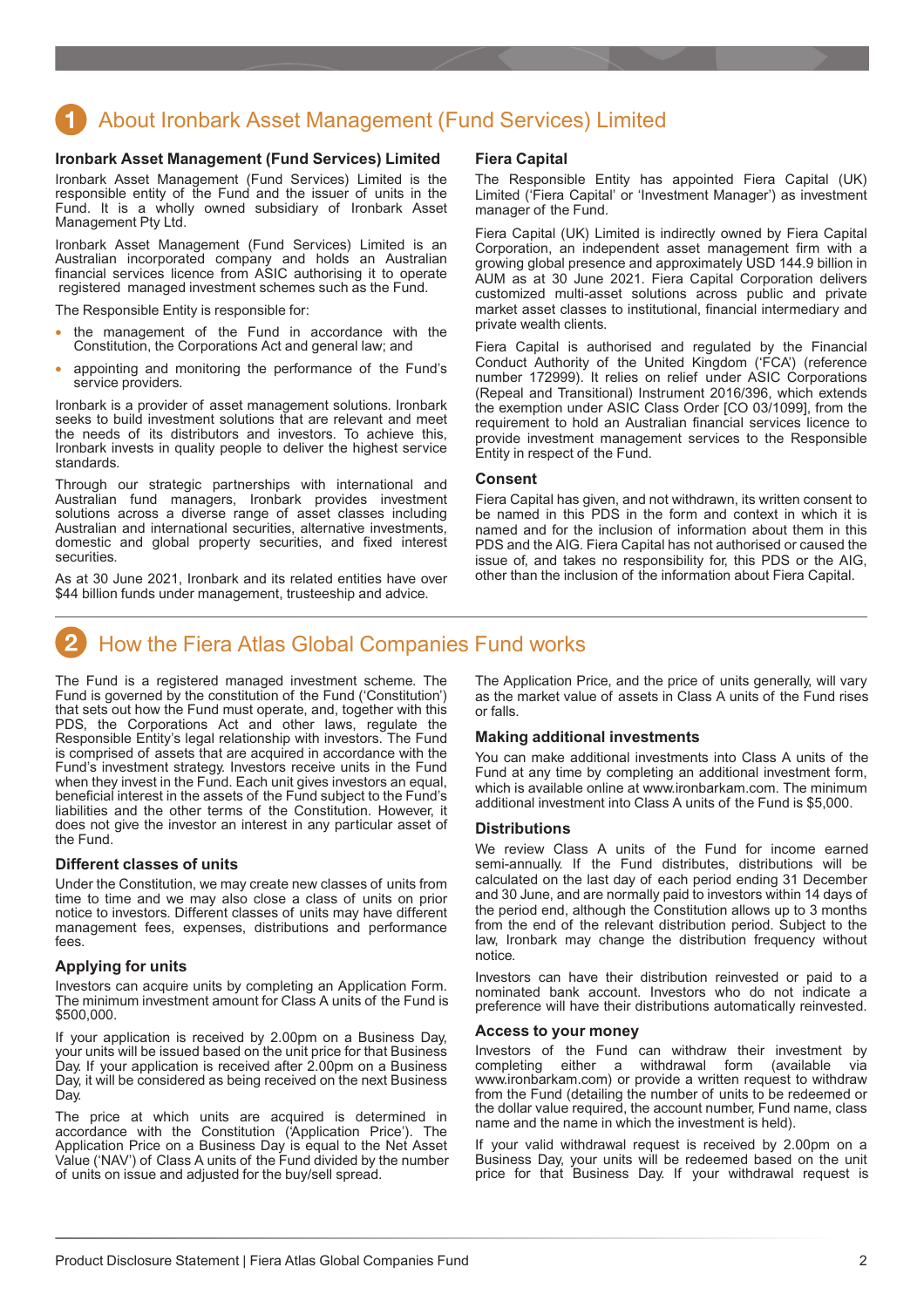# 1 About Ironbark Asset Management (Fund Services) Limited

### Ironbark Asset Management (Fund Services) Limited

Ironbark Asset Management (Fund Services) Limited is the responsible entity of the Fund and the issuer of units in the Fund. It is a wholly owned subsidiary of Ironbark Asset Management Pty Ltd.

Ironbark Asset Management (Fund Services) Limited is an Australian incorporated company and holds an Australian financial services licence from ASIC authorising it to operate registered managed investment schemes such as the Fund.

The Responsible Entity is responsible for:

- the management of the Fund in accordance with the Constitution, the Corporations Act and general law; and
- appointing and monitoring the performance of the Fund's service providers.

Ironbark is a provider of asset management solutions. Ironbark seeks to build investment solutions that are relevant and meet the needs of its distributors and investors. To achieve this, Ironbark invests in quality people to deliver the highest service standards.

Through our strategic partnerships with international and Australian fund managers, Ironbark provides investment solutions across a diverse range of asset classes including Australian and international securities, alternative investments, domestic and global property securities, and fixed interest securities.

As at 30 June 2021, Ironbark and its related entities have over $44 billion funds under management, trusteeship and advice.

### Fiera Capital

The Responsible Entity has appointed Fiera Capital (UK) Limited ('Fiera Capital' or 'Investment Manager') as investment manager of the Fund.

Fiera Capital (UK) Limited is indirectly owned by Fiera Capital Corporation, an independent asset management firm with a growing global presence and approximately USD 144.9 billion in AUM as at 30 June 2021. Fiera Capital Corporation delivers customized multi-asset solutions across public and private market asset classes to institutional, financial intermediary and private wealth clients.

Fiera Capital is authorised and regulated by the Financial Conduct Authority of the United Kingdom ('FCA') (reference number 172999). It relies on relief under ASIC Corporations (Repeal and Transitional) Instrument 2016/396, which extends the exemption under ASIC Class Order [CO 03/1099], from the requirement to hold an Australian financial services licence to provide investment management services to the Responsible Entity in respect of the Fund.

### Consent

Fiera Capital has given, and not withdrawn, its written consent to be named in this PDS in the form and context in which it is named and for the inclusion of information about them in this PDS and the AIG. Fiera Capital has not authorised or caused the issue of, and takes no responsibility for, this PDS or the AIG, other than the inclusion of the information about Fiera Capital.

# 2 How the Fiera Atlas Global Companies Fund works

The Fund is a registered managed investment scheme. The Fund is governed by the constitution of the Fund ('Constitution') that sets out how the Fund must operate, and, together with this PDS, the Corporations Act and other laws, regulate the Responsible Entity's legal relationship with investors. The Fund is comprised of assets that are acquired in accordance with the Fund's investment strategy. Investors receive units in the Fund when they invest in the Fund. Each unit gives investors an equal, beneficial interest in the assets of the Fund subject to the Fund's liabilities and the other terms of the Constitution. However, it does not give the investor an interest in any particular asset of the Fund.

### Different classes of units

Under the Constitution, we may create new classes of units from time to time and we may also close a class of units on prior notice to investors. Different classes of units may have different management fees, expenses, distributions and performance fees.

### Applying for units

Investors can acquire units by completing an Application Form. The minimum investment amount for Class A units of the Fund is $500,000.

If your application is received by 2.00pm on a Business Day, your units will be issued based on the unit price for that Business Day. If your application is received after 2.00pm on a Business Day, it will be considered as being received on the next Business Day.

The price at which units are acquired is determined in accordance with the Constitution ('Application Price'). The Application Price on a Business Day is equal to the Net Asset Value ('NAV') of Class A units of the Fund divided by the number of units on issue and adjusted for the buy/sell spread.

The Application Price, and the price of units generally, will vary as the market value of assets in Class A units of the Fund rises or falls.

### Making additional investments

You can make additional investments into Class A units of the Fund at any time by completing an additional investment form, which is available online at www.ironbarkam.com. The minimum additional investment into Class A units of the Fund is $5,000.

### Distributions

We review Class A units of the Fund for income earned semi-annually. If the Fund distributes, distributions will be calculated on the last day of each period ending 31 December and 30 June, and are normally paid to investors within 14 days of the period end, although the Constitution allows up to 3 months from the end of the relevant distribution period. Subject to the law, Ironbark may change the distribution frequency without notice.

Investors can have their distribution reinvested or paid to a nominated bank account. Investors who do not indicate a preference will have their distributions automatically reinvested.

### Access to your money

Investors of the Fund can withdraw their investment by completing either a withdrawal form (available via www.ironbarkam.com) or provide a written request to withdraw from the Fund (detailing the number of units to be redeemed or the dollar value required, the account number, Fund name, class name and the name in which the investment is held).

If your valid withdrawal request is received by 2.00pm on a Business Day, your units will be redeemed based on the unit price for that Business Day. If your withdrawal request is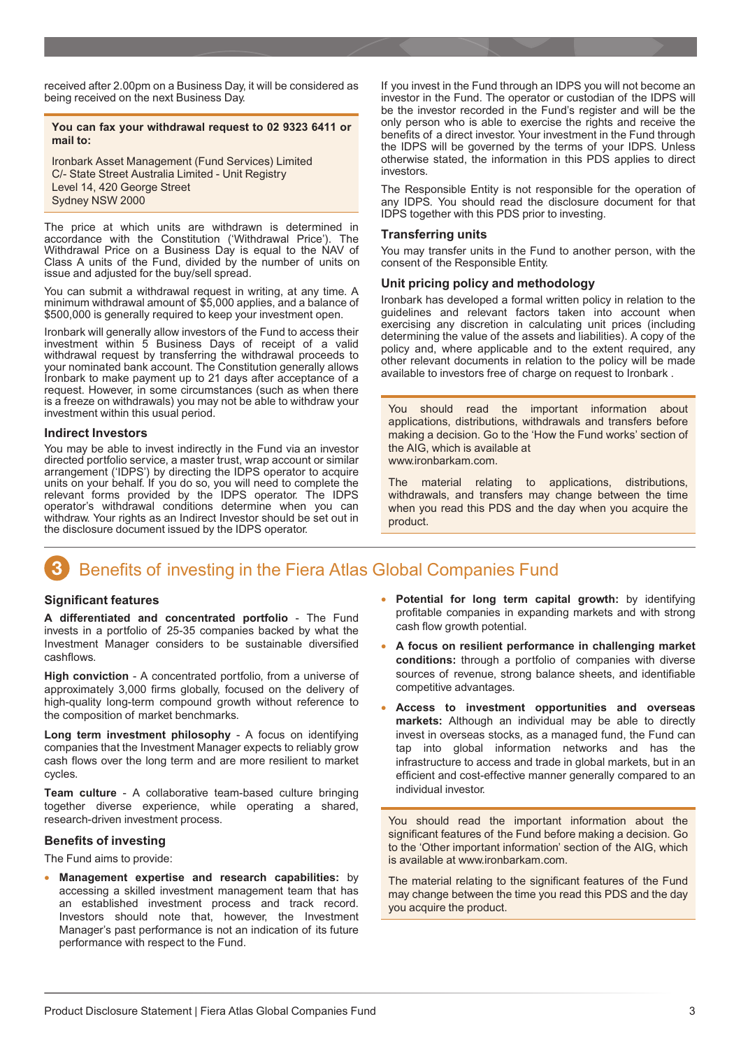received after 2.00pm on a Business Day, it will be considered as being received on the next Business Day.

**You can fax your withdrawal request to 02 9323 6411 or mail to:**

Ironbark Asset Management (Fund Services) Limited
C/- State Street Australia Limited - Unit Registry
Level 14, 420 George Street
Sydney NSW 2000

The price at which units are withdrawn is determined in accordance with the Constitution ('Withdrawal Price'). The Withdrawal Price on a Business Day is equal to the NAV of Class A units of the Fund, divided by the number of units on issue and adjusted for the buy/sell spread.

You can submit a withdrawal request in writing, at any time. A minimum withdrawal amount of $5,000 applies, and a balance of $500,000 is generally required to keep your investment open.

Ironbark will generally allow investors of the Fund to access their investment within 5 Business Days of receipt of a valid withdrawal request by transferring the withdrawal proceeds to your nominated bank account. The Constitution generally allows Ironbark to make payment up to 21 days after acceptance of a request. However, in some circumstances (such as when there is a freeze on withdrawals) you may not be able to withdraw your investment within this usual period.

### Indirect Investors

You may be able to invest indirectly in the Fund via an investor directed portfolio service, a master trust, wrap account or similar arrangement ('IDPS') by directing the IDPS operator to acquire units on your behalf. If you do so, you will need to complete the relevant forms provided by the IDPS operator. The IDPS operator's withdrawal conditions determine when you can withdraw. Your rights as an Indirect Investor should be set out in the disclosure document issued by the IDPS operator.

If you invest in the Fund through an IDPS you will not become an investor in the Fund. The operator or custodian of the IDPS will be the investor recorded in the Fund's register and will be the only person who is able to exercise the rights and receive the benefits of a direct investor. Your investment in the Fund through the IDPS will be governed by the terms of your IDPS. Unless otherwise stated, the information in this PDS applies to direct investors.

The Responsible Entity is not responsible for the operation of any IDPS. You should read the disclosure document for that IDPS together with this PDS prior to investing.

### Transferring units

You may transfer units in the Fund to another person, with the consent of the Responsible Entity.

### Unit pricing policy and methodology

Ironbark has developed a formal written policy in relation to the guidelines and relevant factors taken into account when exercising any discretion in calculating unit prices (including determining the value of the assets and liabilities). A copy of the policy and, where applicable and to the extent required, any other relevant documents in relation to the policy will be made available to investors free of charge on request to Ironbark .

You should read the important information about applications, distributions, withdrawals and transfers before making a decision. Go to the 'How the Fund works' section of the AIG, which is available at www.ironbarkam.com.

The material relating to applications, distributions, withdrawals, and transfers may change between the time when you read this PDS and the day when you acquire the product.

## 3 Benefits of investing in the Fiera Atlas Global Companies Fund

### Significant features

**A differentiated and concentrated portfolio** - The Fund invests in a portfolio of 25-35 companies backed by what the Investment Manager considers to be sustainable diversified cashflows.

**High conviction** - A concentrated portfolio, from a universe of approximately 3,000 firms globally, focused on the delivery of high-quality long-term compound growth without reference to the composition of market benchmarks.

**Long term investment philosophy** - A focus on identifying companies that the Investment Manager expects to reliably grow cash flows over the long term and are more resilient to market cycles.

**Team culture** - A collaborative team-based culture bringing together diverse experience, while operating a shared, research-driven investment process.

### Benefits of investing

The Fund aims to provide:

- **Management expertise and research capabilities:** by accessing a skilled investment management team that has an established investment process and track record. Investors should note that, however, the Investment Manager's past performance is not an indication of its future performance with respect to the Fund.
- **Potential for long term capital growth:** by identifying profitable companies in expanding markets and with strong cash flow growth potential.
- **A focus on resilient performance in challenging market conditions:** through a portfolio of companies with diverse sources of revenue, strong balance sheets, and identifiable competitive advantages.
- **Access to investment opportunities and overseas markets:** Although an individual may be able to directly invest in overseas stocks, as a managed fund, the Fund can tap into global information networks and has the infrastructure to access and trade in global markets, but in an efficient and cost-effective manner generally compared to an individual investor.

You should read the important information about the significant features of the Fund before making a decision. Go to the 'Other important information' section of the AIG, which is available at www.ironbarkam.com.

The material relating to the significant features of the Fund may change between the time you read this PDS and the day you acquire the product.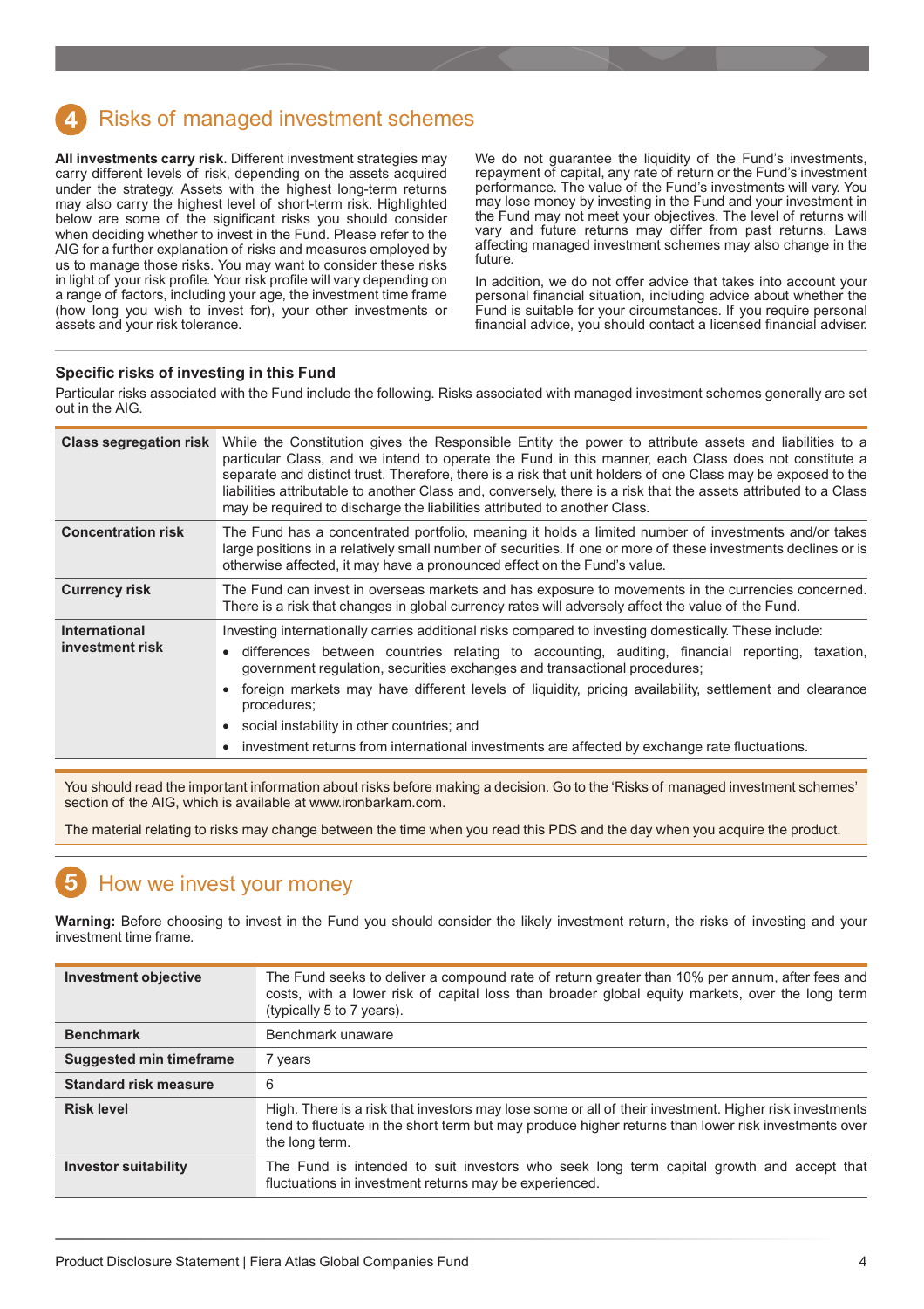## 4 Risks of managed investment schemes

**All investments carry risk**. Different investment strategies may carry different levels of risk, depending on the assets acquired under the strategy. Assets with the highest long-term returns may also carry the highest level of short-term risk. Highlighted below are some of the significant risks you should consider when deciding whether to invest in the Fund. Please refer to the AIG for a further explanation of risks and measures employed by us to manage those risks. You may want to consider these risks in light of your risk profile. Your risk profile will vary depending on a range of factors, including your age, the investment time frame (how long you wish to invest for), your other investments or assets and your risk tolerance.

We do not guarantee the liquidity of the Fund's investments, repayment of capital, any rate of return or the Fund's investment performance. The value of the Fund's investments will vary. You may lose money by investing in the Fund and your investment in the Fund may not meet your objectives. The level of returns will vary and future returns may differ from past returns. Laws affecting managed investment schemes may also change in the future.

In addition, we do not offer advice that takes into account your personal financial situation, including advice about whether the Fund is suitable for your circumstances. If you require personal financial advice, you should contact a licensed financial adviser.

### Specific risks of investing in this Fund

Particular risks associated with the Fund include the following. Risks associated with managed investment schemes generally are set out in the AIG.

| | |
|---|---|
| **Class segregation risk** | While the Constitution gives the Responsible Entity the power to attribute assets and liabilities to a particular Class, and we intend to operate the Fund in this manner, each Class does not constitute a separate and distinct trust. Therefore, there is a risk that unit holders of one Class may be exposed to the liabilities attributable to another Class and, conversely, there is a risk that the assets attributed to a Class may be required to discharge the liabilities attributed to another Class. |
| **Concentration risk** | The Fund has a concentrated portfolio, meaning it holds a limited number of investments and/or takes large positions in a relatively small number of securities. If one or more of these investments declines or is otherwise affected, it may have a pronounced effect on the Fund's value. |
| **Currency risk** | The Fund can invest in overseas markets and has exposure to movements in the currencies concerned. There is a risk that changes in global currency rates will adversely affect the value of the Fund. |
| **International investment risk** | Investing internationally carries additional risks compared to investing domestically. These include:<br>• differences between countries relating to accounting, auditing, financial reporting, taxation, government regulation, securities exchanges and transactional procedures;<br>• foreign markets may have different levels of liquidity, pricing availability, settlement and clearance procedures;<br>• social instability in other countries; and<br>• investment returns from international investments are affected by exchange rate fluctuations. |

You should read the important information about risks before making a decision. Go to the 'Risks of managed investment schemes' section of the AIG, which is available at www.ironbarkam.com.

The material relating to risks may change between the time when you read this PDS and the day when you acquire the product.

## 5 How we invest your money

**Warning:** Before choosing to invest in the Fund you should consider the likely investment return, the risks of investing and your investment time frame.

| | |
|---|---|
| **Investment objective** | The Fund seeks to deliver a compound rate of return greater than 10% per annum, after fees and costs, with a lower risk of capital loss than broader global equity markets, over the long term (typically 5 to 7 years). |
| **Benchmark** | Benchmark unaware |
| **Suggested min timeframe** | 7 years |
| **Standard risk measure** | 6 |
| **Risk level** | High. There is a risk that investors may lose some or all of their investment. Higher risk investments tend to fluctuate in the short term but may produce higher returns than lower risk investments over the long term. |
| **Investor suitability** | The Fund is intended to suit investors who seek long term capital growth and accept that fluctuations in investment returns may be experienced. |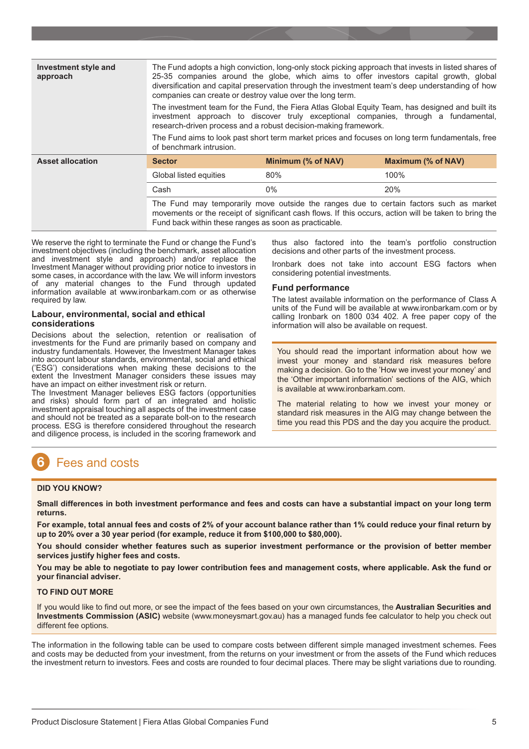| | |
|---|---|
| **Investment style and approach** | The Fund adopts a high conviction, long-only stock picking approach that invests in listed shares of 25-35 companies around the globe, which aims to offer investors capital growth, global diversification and capital preservation through the investment team's deep understanding of how companies can create or destroy value over the long term. The investment team for the Fund, the Fiera Atlas Global Equity Team, has designed and built its investment approach to discover truly exceptional companies, through a fundamental, research-driven process and a robust decision-making framework. The Fund aims to look past short term market prices and focuses on long term fundamentals, free of benchmark intrusion. |

**Asset allocation**

| Sector | Minimum (% of NAV) | Maximum (% of NAV) |
|---|---|---|
| Global listed equities | 80% | 100% |
| Cash | 0% | 20% |

The Fund may temporarily move outside the ranges due to certain factors such as market movements or the receipt of significant cash flows. If this occurs, action will be taken to bring the Fund back within these ranges as soon as practicable.

We reserve the right to terminate the Fund or change the Fund's investment objectives (including the benchmark, asset allocation and investment style and approach) and/or replace the Investment Manager without providing prior notice to investors in some cases, in accordance with the law. We will inform investors of any material changes to the Fund through updated information available at www.ironbarkam.com or as otherwise required by law.

### Labour, environmental, social and ethical considerations

Decisions about the selection, retention or realisation of investments for the Fund are primarily based on company and industry fundamentals. However, the Investment Manager takes into account labour standards, environmental, social and ethical ('ESG') considerations when making these decisions to the extent the Investment Manager considers these issues may have an impact on either investment risk or return.

The Investment Manager believes ESG factors (opportunities and risks) should form part of an integrated and holistic investment appraisal touching all aspects of the investment case and should not be treated as a separate bolt-on to the research process. ESG is therefore considered throughout the research and diligence process, is included in the scoring framework and thus also factored into the team's portfolio construction decisions and other parts of the investment process.

Ironbark does not take into account ESG factors when considering potential investments.

### Fund performance

The latest available information on the performance of Class A units of the Fund will be available at www.ironbarkam.com or by calling Ironbark on 1800 034 402. A free paper copy of the information will also be available on request.

> You should read the important information about how we invest your money and standard risk measures before making a decision. Go to the 'How we invest your money' and the 'Other important information' sections of the AIG, which is available at www.ironbarkam.com.
>
> The material relating to how we invest your money or standard risk measures in the AIG may change between the time you read this PDS and the day you acquire the product.

## 6 Fees and costs

**DID YOU KNOW?**

**Small differences in both investment performance and fees and costs can have a substantial impact on your long term returns.**

**For example, total annual fees and costs of 2% of your account balance rather than 1% could reduce your final return by up to 20% over a 30 year period (for example, reduce it from $100,000 to $80,000).**

**You should consider whether features such as superior investment performance or the provision of better member services justify higher fees and costs.**

**You may be able to negotiate to pay lower contribution fees and management costs, where applicable. Ask the fund or your financial adviser.**

**TO FIND OUT MORE**

If you would like to find out more, or see the impact of the fees based on your own circumstances, the **Australian Securities and Investments Commission (ASIC)** website (www.moneysmart.gov.au) has a managed funds fee calculator to help you check out different fee options.

The information in the following table can be used to compare costs between different simple managed investment schemes. Fees and costs may be deducted from your investment, from the returns on your investment or from the assets of the Fund which reduces the investment return to investors. Fees and costs are rounded to four decimal places. There may be slight variations due to rounding.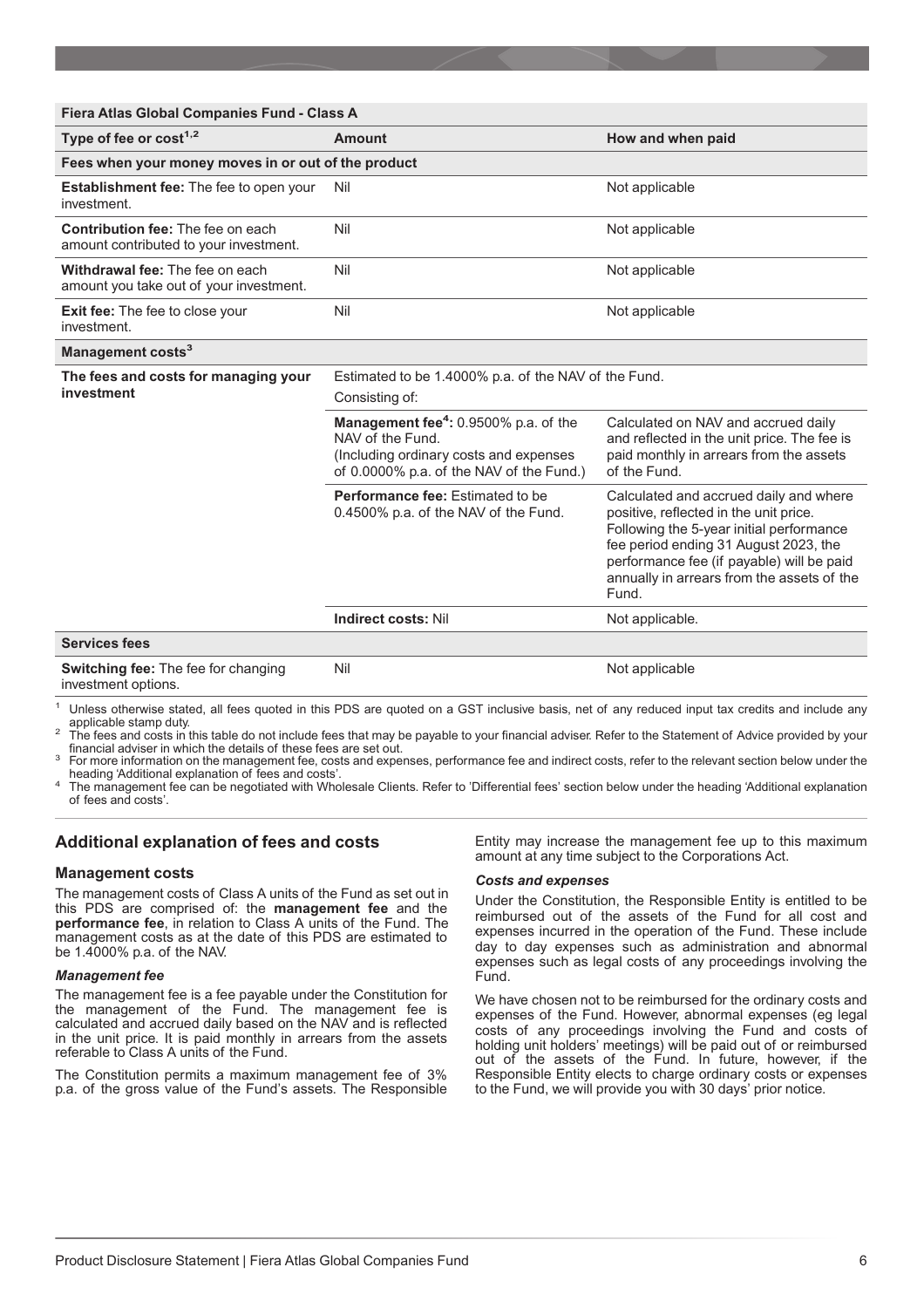| Fiera Atlas Global Companies Fund - Class A | | |
|---|---|---|
| **Type of fee or cost[1,2]** | **Amount** | **How and when paid** |
| **Fees when your money moves in or out of the product** | | |
| **Establishment fee:** The fee to open your investment. | Nil | Not applicable |
| **Contribution fee:** The fee on each amount contributed to your investment. | Nil | Not applicable |
| **Withdrawal fee:** The fee on each amount you take out of your investment. | Nil | Not applicable |
| **Exit fee:** The fee to close your investment. | Nil | Not applicable |
| **Management costs[3]** | | |
| **The fees and costs for managing your investment** | Estimated to be 1.4000% p.a. of the NAV of the Fund. Consisting of: | |
| | **Management fee[4]:** 0.9500% p.a. of the NAV of the Fund. (Including ordinary costs and expenses of 0.0000% p.a. of the NAV of the Fund.) | Calculated on NAV and accrued daily and reflected in the unit price. The fee is paid monthly in arrears from the assets of the Fund. |
| | **Performance fee:** Estimated to be 0.4500% p.a. of the NAV of the Fund. | Calculated and accrued daily and where positive, reflected in the unit price. Following the 5-year initial performance fee period ending 31 August 2023, the performance fee (if payable) will be paid annually in arrears from the assets of the Fund. |
| | **Indirect costs:** Nil | Not applicable. |
| **Services fees** | | |
| **Switching fee:** The fee for changing investment options. | Nil | Not applicable |

[1] Unless otherwise stated, all fees quoted in this PDS are quoted on a GST inclusive basis, net of any reduced input tax credits and include any applicable stamp duty.

[2] The fees and costs in this table do not include fees that may be payable to your financial adviser. Refer to the Statement of Advice provided by your financial adviser in which the details of these fees are set out.

[3] For more information on the management fee, costs and expenses, performance fee and indirect costs, refer to the relevant section below under the heading 'Additional explanation of fees and costs'.

[4] The management fee can be negotiated with Wholesale Clients. Refer to 'Differential fees' section below under the heading 'Additional explanation of fees and costs'.

## Additional explanation of fees and costs

### Management costs

The management costs of Class A units of the Fund as set out in this PDS are comprised of: the **management fee** and the **performance fee**, in relation to Class A units of the Fund. The management costs as at the date of this PDS are estimated to be 1.4000% p.a. of the NAV.

#### *Management fee*

The management fee is a fee payable under the Constitution for the management of the Fund. The management fee is calculated and accrued daily based on the NAV and is reflected in the unit price. It is paid monthly in arrears from the assets referable to Class A units of the Fund.

The Constitution permits a maximum management fee of 3% p.a. of the gross value of the Fund's assets. The Responsible Entity may increase the management fee up to this maximum amount at any time subject to the Corporations Act.

#### *Costs and expenses*

Under the Constitution, the Responsible Entity is entitled to be reimbursed out of the assets of the Fund for all cost and expenses incurred in the operation of the Fund. These include day to day expenses such as administration and abnormal expenses such as legal costs of any proceedings involving the Fund.

We have chosen not to be reimbursed for the ordinary costs and expenses of the Fund. However, abnormal expenses (eg legal costs of any proceedings involving the Fund and costs of holding unit holders' meetings) will be paid out of or reimbursed out of the assets of the Fund. In future, however, if the Responsible Entity elects to charge ordinary costs or expenses to the Fund, we will provide you with 30 days' prior notice.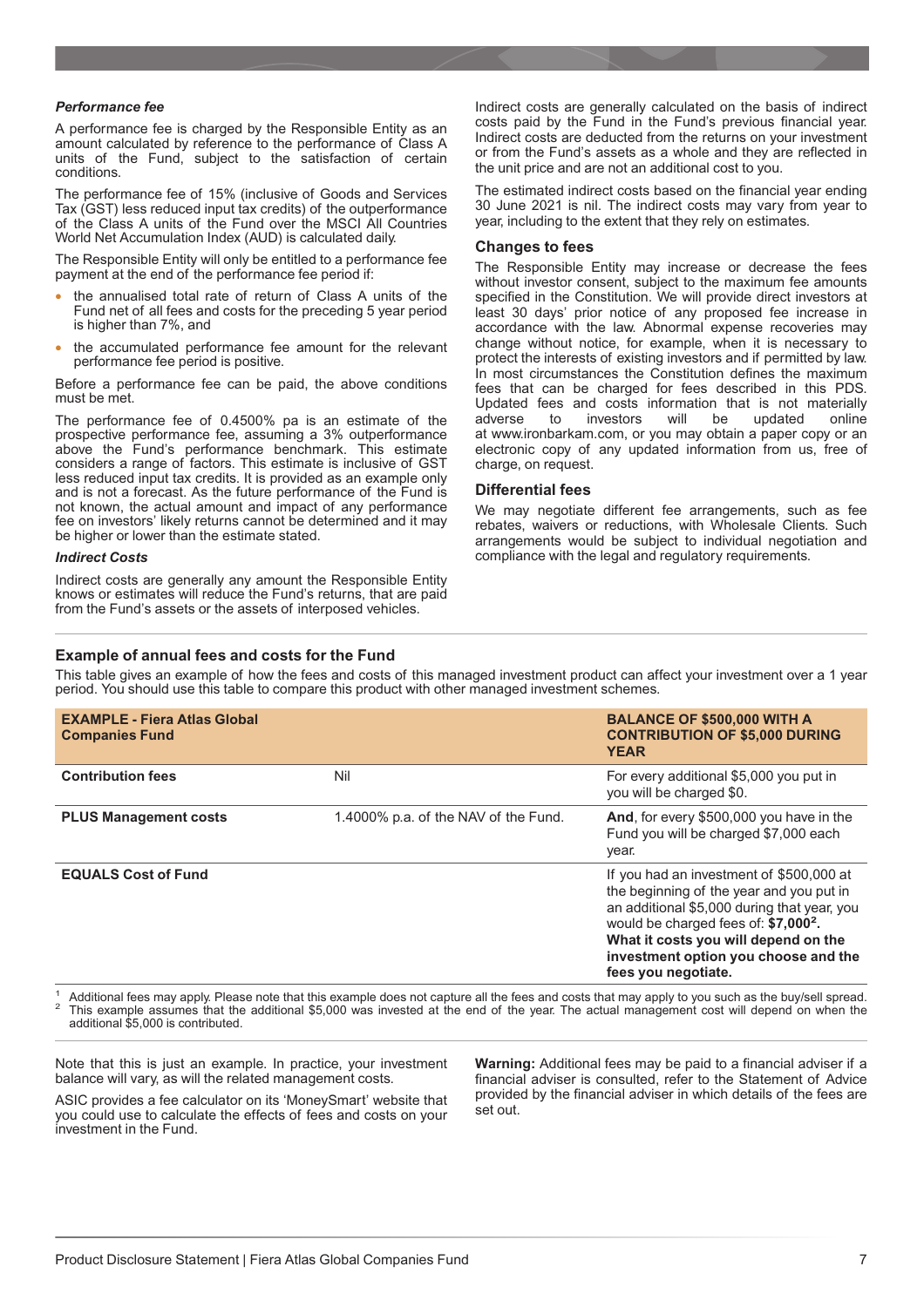***Performance fee***

A performance fee is charged by the Responsible Entity as an amount calculated by reference to the performance of Class A units of the Fund, subject to the satisfaction of certain conditions.

The performance fee of 15% (inclusive of Goods and Services Tax (GST) less reduced input tax credits) of the outperformance of the Class A units of the Fund over the MSCI All Countries World Net Accumulation Index (AUD) is calculated daily.

The Responsible Entity will only be entitled to a performance fee payment at the end of the performance fee period if:

- the annualised total rate of return of Class A units of the Fund net of all fees and costs for the preceding 5 year period is higher than 7%, and
- the accumulated performance fee amount for the relevant performance fee period is positive.

Before a performance fee can be paid, the above conditions must be met.

The performance fee of 0.4500% pa is an estimate of the prospective performance fee, assuming a 3% outperformance above the Fund's performance benchmark. This estimate considers a range of factors. This estimate is inclusive of GST less reduced input tax credits. It is provided as an example only and is not a forecast. As the future performance of the Fund is not known, the actual amount and impact of any performance fee on investors' likely returns cannot be determined and it may be higher or lower than the estimate stated.

***Indirect Costs***

Indirect costs are generally any amount the Responsible Entity knows or estimates will reduce the Fund's returns, that are paid from the Fund's assets or the assets of interposed vehicles.

Indirect costs are generally calculated on the basis of indirect costs paid by the Fund in the Fund's previous financial year. Indirect costs are deducted from the returns on your investment or from the Fund's assets as a whole and they are reflected in the unit price and are not an additional cost to you.

The estimated indirect costs based on the financial year ending 30 June 2021 is nil. The indirect costs may vary from year to year, including to the extent that they rely on estimates.

### Changes to fees

The Responsible Entity may increase or decrease the fees without investor consent, subject to the maximum fee amounts specified in the Constitution. We will provide direct investors at least 30 days' prior notice of any proposed fee increase in accordance with the law. Abnormal expense recoveries may change without notice, for example, when it is necessary to protect the interests of existing investors and if permitted by law. In most circumstances the Constitution defines the maximum fees that can be charged for fees described in this PDS. Updated fees and costs information that is not materially adverse to investors will be updated online at www.ironbarkam.com, or you may obtain a paper copy or an electronic copy of any updated information from us, free of charge, on request.

### Differential fees

We may negotiate different fee arrangements, such as fee rebates, waivers or reductions, with Wholesale Clients. Such arrangements would be subject to individual negotiation and compliance with the legal and regulatory requirements.

## Example of annual fees and costs for the Fund

This table gives an example of how the fees and costs of this managed investment product can affect your investment over a 1 year period. You should use this table to compare this product with other managed investment schemes.

| **EXAMPLE - Fiera Atlas Global Companies Fund** | | **BALANCE OF $500,000 WITH A CONTRIBUTION OF $5,000 DURING YEAR** |
|---|---|---|
| **Contribution fees** | Nil | For every additional $5,000 you put in you will be charged $0. |
| **PLUS Management costs** | 1.4000% p.a. of the NAV of the Fund. | **And**, for every $500,000 you have in the Fund you will be charged $7,000 each year. |
| **EQUALS Cost of Fund** | | If you had an investment of $500,000 at the beginning of the year and you put in an additional $5,000 during that year, you would be charged fees of: **$7,000[2].** **What it costs you will depend on the investment option you choose and the fees you negotiate.** |

[1] Additional fees may apply. Please note that this example does not capture all the fees and costs that may apply to you such as the buy/sell spread.
[2] This example assumes that the additional $5,000 was invested at the end of the year. The actual management cost will depend on when the additional $5,000 is contributed.

Note that this is just an example. In practice, your investment balance will vary, as will the related management costs.

ASIC provides a fee calculator on its 'MoneySmart' website that you could use to calculate the effects of fees and costs on your investment in the Fund.

**Warning:** Additional fees may be paid to a financial adviser if a financial adviser is consulted, refer to the Statement of Advice provided by the financial adviser in which details of the fees are set out.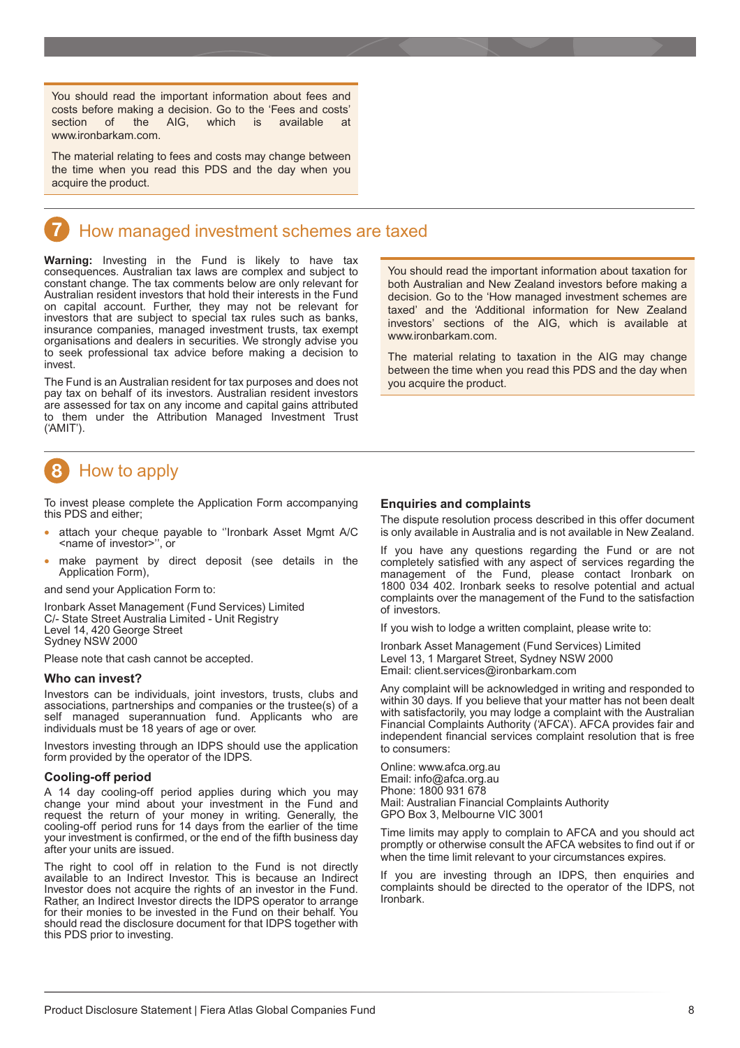You should read the important information about fees and costs before making a decision. Go to the 'Fees and costs' section of the AIG, which is available at www.ironbarkam.com.

The material relating to fees and costs may change between the time when you read this PDS and the day when you acquire the product.

## 7 How managed investment schemes are taxed

**Warning:** Investing in the Fund is likely to have tax consequences. Australian tax laws are complex and subject to constant change. The tax comments below are only relevant for Australian resident investors that hold their interests in the Fund on capital account. Further, they may not be relevant for investors that are subject to special tax rules such as banks, insurance companies, managed investment trusts, tax exempt organisations and dealers in securities. We strongly advise you to seek professional tax advice before making a decision to invest.

The Fund is an Australian resident for tax purposes and does not pay tax on behalf of its investors. Australian resident investors are assessed for tax on any income and capital gains attributed to them under the Attribution Managed Investment Trust ('AMIT').

You should read the important information about taxation for both Australian and New Zealand investors before making a decision. Go to the 'How managed investment schemes are taxed' and the 'Additional information for New Zealand investors' sections of the AIG, which is available at www.ironbarkam.com.

The material relating to taxation in the AIG may change between the time when you read this PDS and the day when you acquire the product.

## 8 How to apply

To invest please complete the Application Form accompanying this PDS and either;

- attach your cheque payable to ''Ironbark Asset Mgmt A/C <name of investor>'', or
- make payment by direct deposit (see details in the Application Form),

and send your Application Form to:

Ironbark Asset Management (Fund Services) Limited
C/- State Street Australia Limited - Unit Registry
Level 14, 420 George Street
Sydney NSW 2000

Please note that cash cannot be accepted.

### Who can invest?

Investors can be individuals, joint investors, trusts, clubs and associations, partnerships and companies or the trustee(s) of a self managed superannuation fund. Applicants who are individuals must be 18 years of age or over.

Investors investing through an IDPS should use the application form provided by the operator of the IDPS.

### Cooling-off period

A 14 day cooling-off period applies during which you may change your mind about your investment in the Fund and request the return of your money in writing. Generally, the cooling-off period runs for 14 days from the earlier of the time your investment is confirmed, or the end of the fifth business day after your units are issued.

The right to cool off in relation to the Fund is not directly available to an Indirect Investor. This is because an Indirect Investor does not acquire the rights of an investor in the Fund. Rather, an Indirect Investor directs the IDPS operator to arrange for their monies to be invested in the Fund on their behalf. You should read the disclosure document for that IDPS together with this PDS prior to investing.

### Enquiries and complaints

The dispute resolution process described in this offer document is only available in Australia and is not available in New Zealand.

If you have any questions regarding the Fund or are not completely satisfied with any aspect of services regarding the management of the Fund, please contact Ironbark on 1800 034 402. Ironbark seeks to resolve potential and actual complaints over the management of the Fund to the satisfaction of investors.

If you wish to lodge a written complaint, please write to:

Ironbark Asset Management (Fund Services) Limited
Level 13, 1 Margaret Street, Sydney NSW 2000
Email: client.services@ironbarkam.com

Any complaint will be acknowledged in writing and responded to within 30 days. If you believe that your matter has not been dealt with satisfactorily, you may lodge a complaint with the Australian Financial Complaints Authority ('AFCA'). AFCA provides fair and independent financial services complaint resolution that is free to consumers:

Online: www.afca.org.au
Email: info@afca.org.au
Phone: 1800 931 678
Mail: Australian Financial Complaints Authority
GPO Box 3, Melbourne VIC 3001

Time limits may apply to complain to AFCA and you should act promptly or otherwise consult the AFCA websites to find out if or when the time limit relevant to your circumstances expires.

If you are investing through an IDPS, then enquiries and complaints should be directed to the operator of the IDPS, not Ironbark.